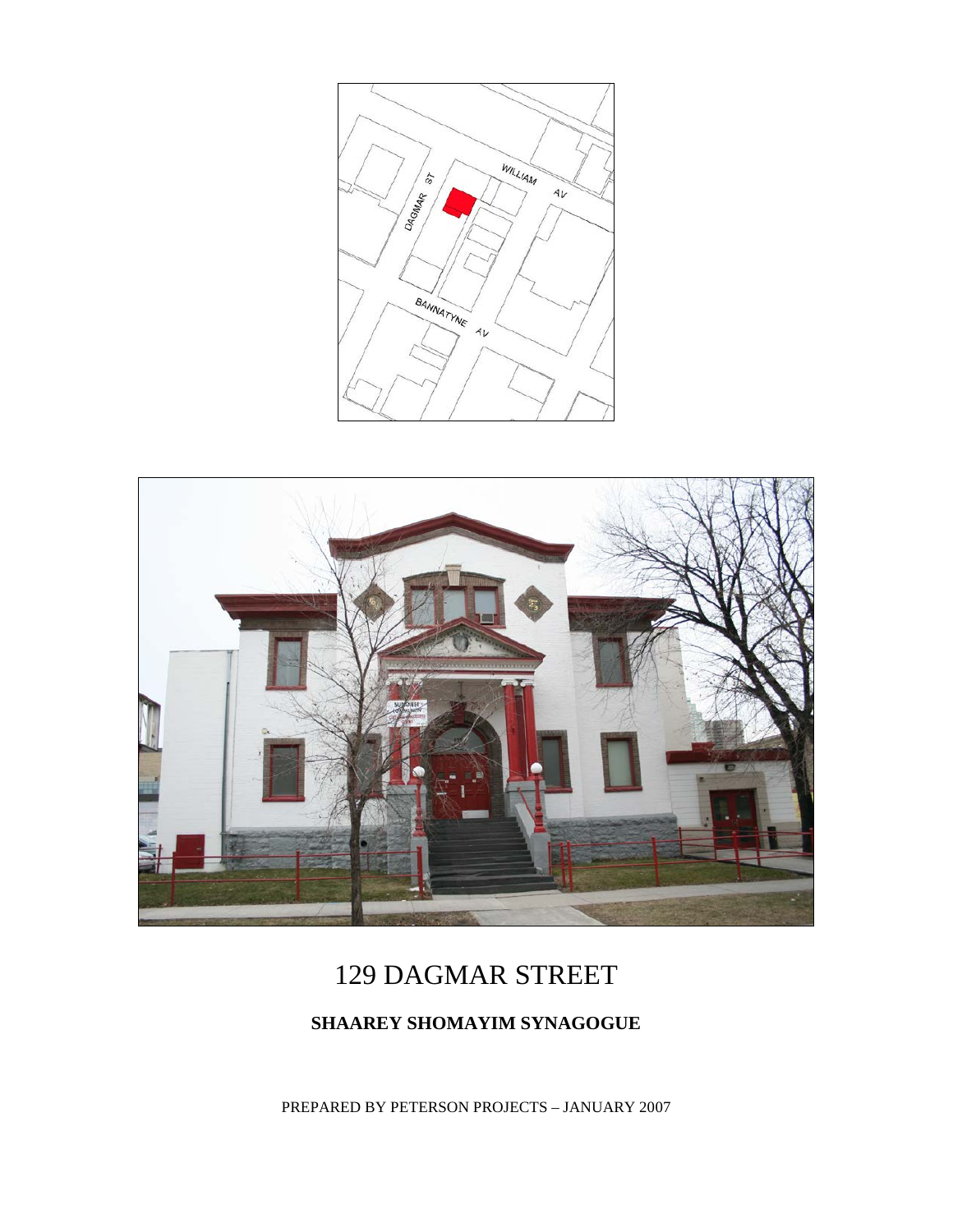# 129 DAGMAR STREET

## SHAAREY SHOMAYIM SYNAGOGUE

PREPARED BY PETERSON PROJECTS – JANUARY 2007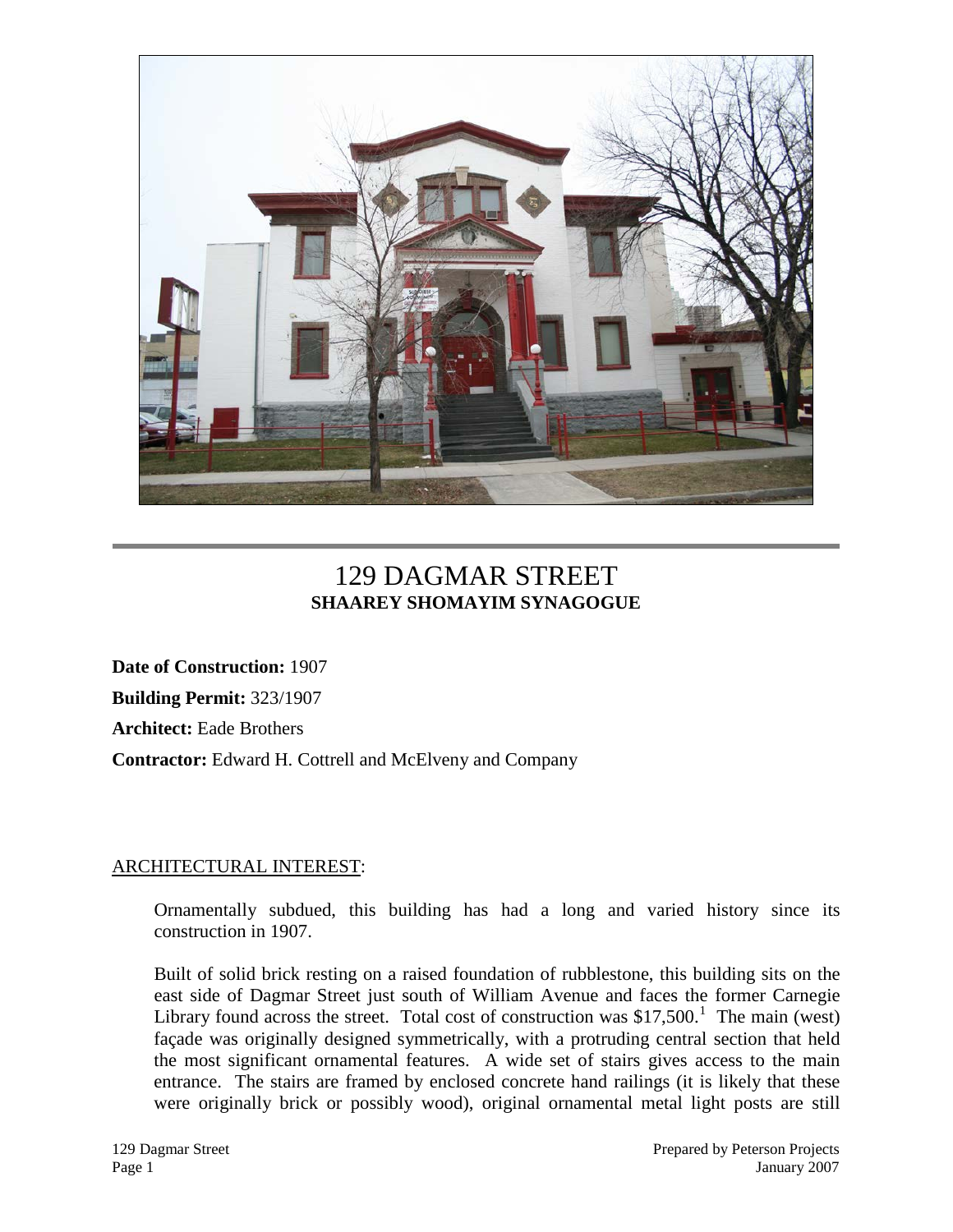# 129 DAGMAR STREET
## SHAAREY SHOMAYIM SYNAGOGUE

**Date of Construction:** 1907

**Building Permit:** 323/1907

**Architect:** Eade Brothers

**Contractor:** Edward H. Cottrell and McElveny and Company

ARCHITECTURAL INTEREST:

Ornamentally subdued, this building has had a long and varied history since its construction in 1907.

Built of solid brick resting on a raised foundation of rubblestone, this building sits on the east side of Dagmar Street just south of William Avenue and faces the former Carnegie Library found across the street. Total cost of construction was $17,500.[1] The main (west) façade was originally designed symmetrically, with a protruding central section that held the most significant ornamental features. A wide set of stairs gives access to the main entrance. The stairs are framed by enclosed concrete hand railings (it is likely that these were originally brick or possibly wood), original ornamental metal light posts are still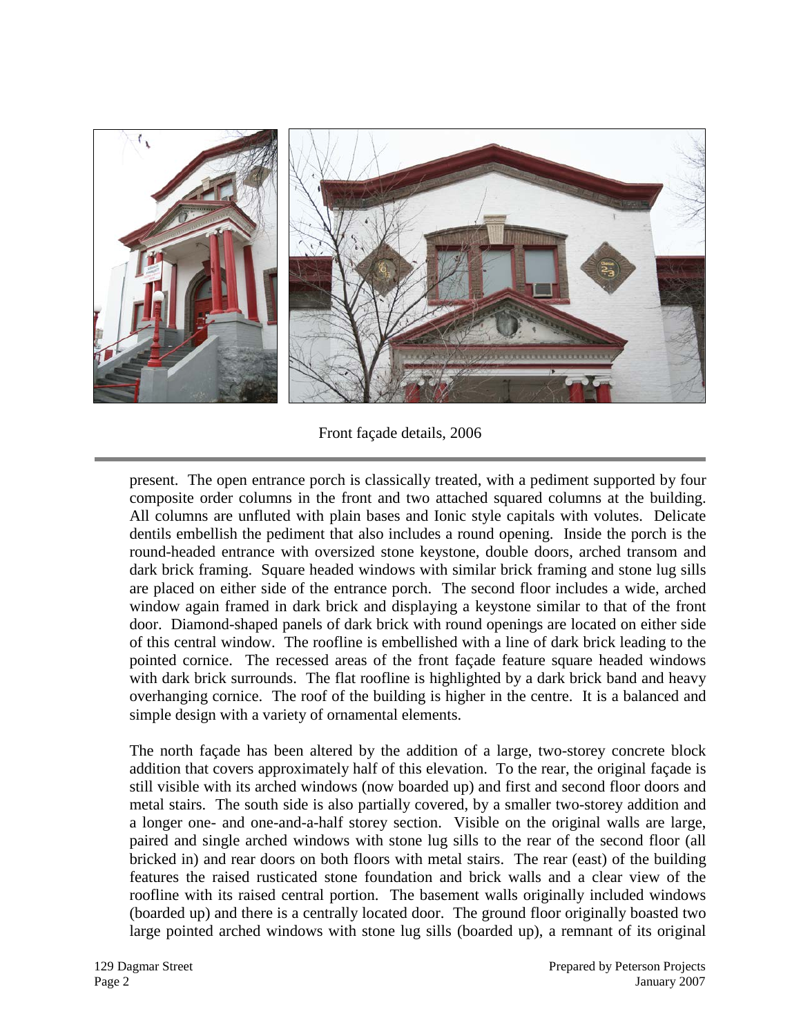Front façade details, 2006

present. The open entrance porch is classically treated, with a pediment supported by four composite order columns in the front and two attached squared columns at the building. All columns are unfluted with plain bases and Ionic style capitals with volutes. Delicate dentils embellish the pediment that also includes a round opening. Inside the porch is the round-headed entrance with oversized stone keystone, double doors, arched transom and dark brick framing. Square headed windows with similar brick framing and stone lug sills are placed on either side of the entrance porch. The second floor includes a wide, arched window again framed in dark brick and displaying a keystone similar to that of the front door. Diamond-shaped panels of dark brick with round openings are located on either side of this central window. The roofline is embellished with a line of dark brick leading to the pointed cornice. The recessed areas of the front façade feature square headed windows with dark brick surrounds. The flat roofline is highlighted by a dark brick band and heavy overhanging cornice. The roof of the building is higher in the centre. It is a balanced and simple design with a variety of ornamental elements.

The north façade has been altered by the addition of a large, two-storey concrete block addition that covers approximately half of this elevation. To the rear, the original façade is still visible with its arched windows (now boarded up) and first and second floor doors and metal stairs. The south side is also partially covered, by a smaller two-storey addition and a longer one- and one-and-a-half storey section. Visible on the original walls are large, paired and single arched windows with stone lug sills to the rear of the second floor (all bricked in) and rear doors on both floors with metal stairs. The rear (east) of the building features the raised rusticated stone foundation and brick walls and a clear view of the roofline with its raised central portion. The basement walls originally included windows (boarded up) and there is a centrally located door. The ground floor originally boasted two large pointed arched windows with stone lug sills (boarded up), a remnant of its original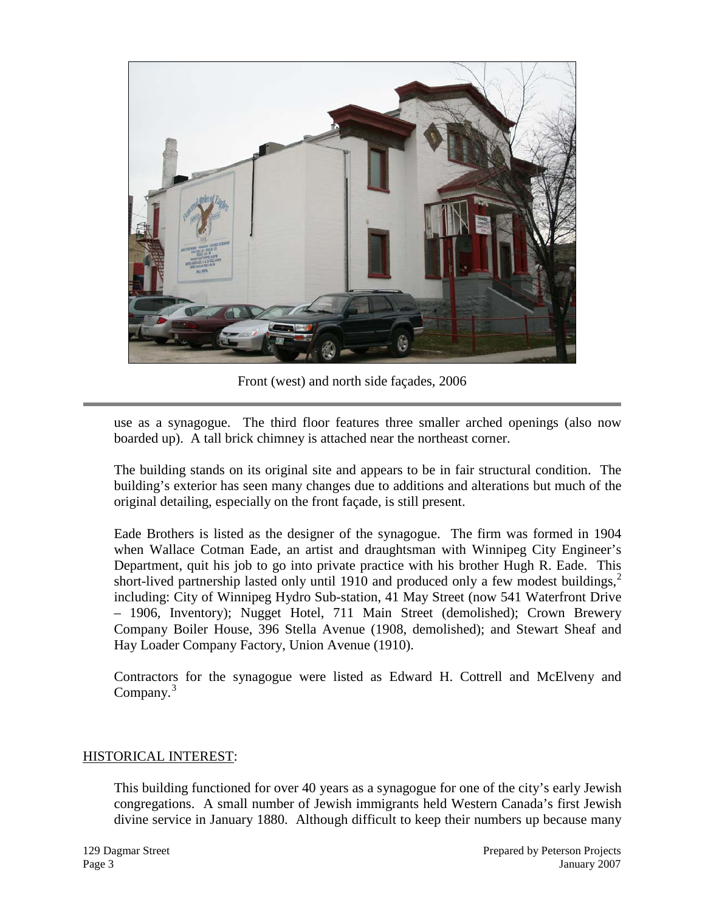Front (west) and north side façades, 2006

use as a synagogue. The third floor features three smaller arched openings (also now boarded up). A tall brick chimney is attached near the northeast corner.

The building stands on its original site and appears to be in fair structural condition. The building's exterior has seen many changes due to additions and alterations but much of the original detailing, especially on the front façade, is still present.

Eade Brothers is listed as the designer of the synagogue. The firm was formed in 1904 when Wallace Cotman Eade, an artist and draughtsman with Winnipeg City Engineer's Department, quit his job to go into private practice with his brother Hugh R. Eade. This short-lived partnership lasted only until 1910 and produced only a few modest buildings,[2] including: City of Winnipeg Hydro Sub-station, 41 May Street (now 541 Waterfront Drive – 1906, Inventory); Nugget Hotel, 711 Main Street (demolished); Crown Brewery Company Boiler House, 396 Stella Avenue (1908, demolished); and Stewart Sheaf and Hay Loader Company Factory, Union Avenue (1910).

Contractors for the synagogue were listed as Edward H. Cottrell and McElveny and Company.[3]

## HISTORICAL INTEREST:

This building functioned for over 40 years as a synagogue for one of the city's early Jewish congregations. A small number of Jewish immigrants held Western Canada's first Jewish divine service in January 1880. Although difficult to keep their numbers up because many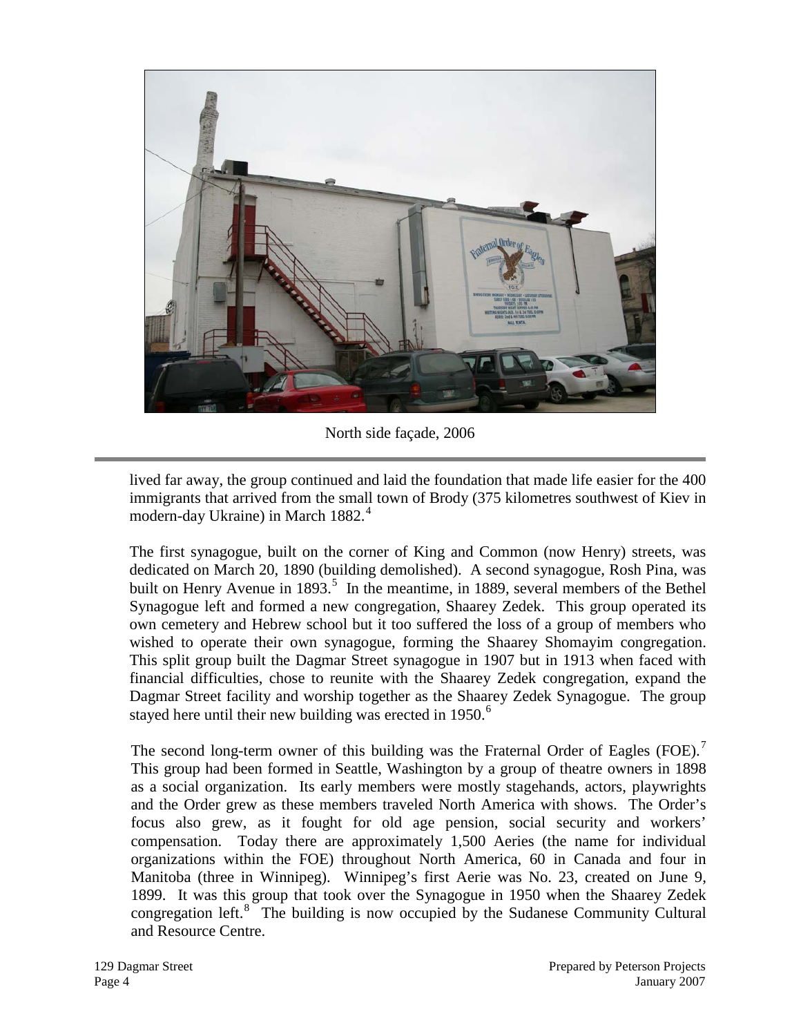North side façade, 2006

lived far away, the group continued and laid the foundation that made life easier for the 400 immigrants that arrived from the small town of Brody (375 kilometres southwest of Kiev in modern-day Ukraine) in March 1882.[4]

The first synagogue, built on the corner of King and Common (now Henry) streets, was dedicated on March 20, 1890 (building demolished). A second synagogue, Rosh Pina, was built on Henry Avenue in 1893.[5] In the meantime, in 1889, several members of the Bethel Synagogue left and formed a new congregation, Shaarey Zedek. This group operated its own cemetery and Hebrew school but it too suffered the loss of a group of members who wished to operate their own synagogue, forming the Shaarey Shomayim congregation. This split group built the Dagmar Street synagogue in 1907 but in 1913 when faced with financial difficulties, chose to reunite with the Shaarey Zedek congregation, expand the Dagmar Street facility and worship together as the Shaarey Zedek Synagogue. The group stayed here until their new building was erected in 1950.[6]

The second long-term owner of this building was the Fraternal Order of Eagles (FOE).[7] This group had been formed in Seattle, Washington by a group of theatre owners in 1898 as a social organization. Its early members were mostly stagehands, actors, playwrights and the Order grew as these members traveled North America with shows. The Order's focus also grew, as it fought for old age pension, social security and workers' compensation. Today there are approximately 1,500 Aeries (the name for individual organizations within the FOE) throughout North America, 60 in Canada and four in Manitoba (three in Winnipeg). Winnipeg's first Aerie was No. 23, created on June 9, 1899. It was this group that took over the Synagogue in 1950 when the Shaarey Zedek congregation left.[8] The building is now occupied by the Sudanese Community Cultural and Resource Centre.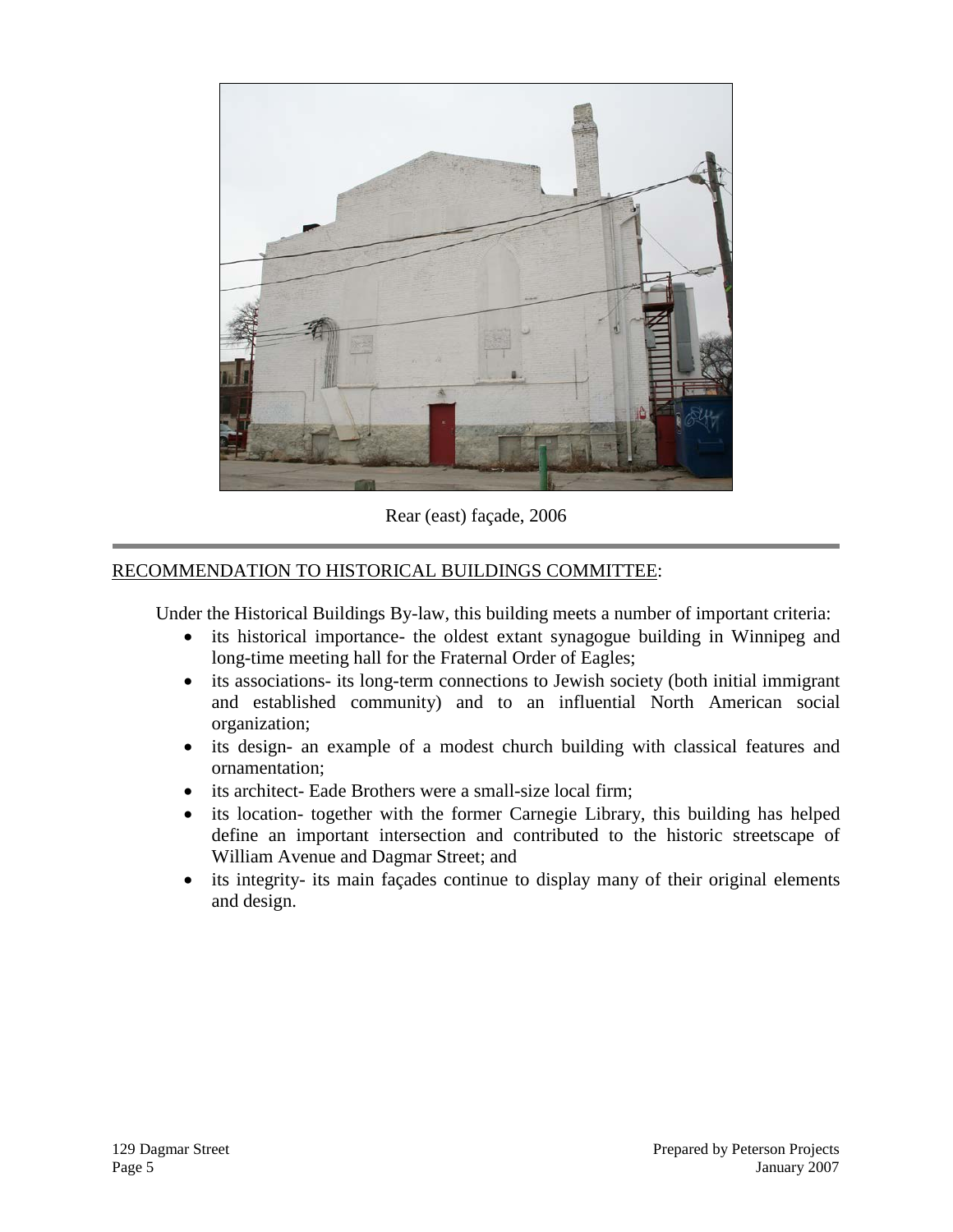Rear (east) façade, 2006

---

<u>RECOMMENDATION TO HISTORICAL BUILDINGS COMMITTEE</u>:

Under the Historical Buildings By-law, this building meets a number of important criteria:

- its historical importance- the oldest extant synagogue building in Winnipeg and long-time meeting hall for the Fraternal Order of Eagles;
- its associations- its long-term connections to Jewish society (both initial immigrant and established community) and to an influential North American social organization;
- its design- an example of a modest church building with classical features and ornamentation;
- its architect- Eade Brothers were a small-size local firm;
- its location- together with the former Carnegie Library, this building has helped define an important intersection and contributed to the historic streetscape of William Avenue and Dagmar Street; and
- its integrity- its main façades continue to display many of their original elements and design.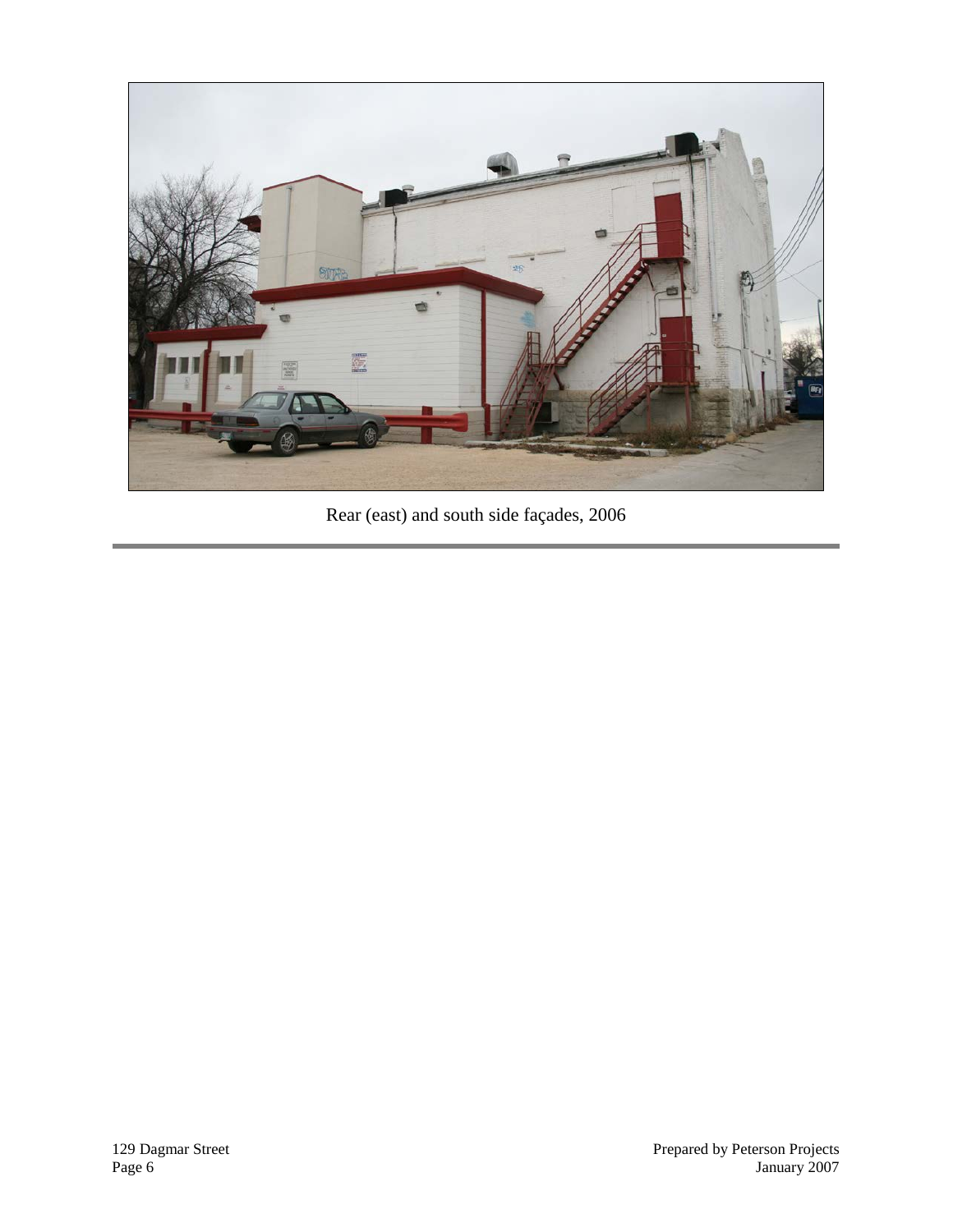Rear (east) and south side façades, 2006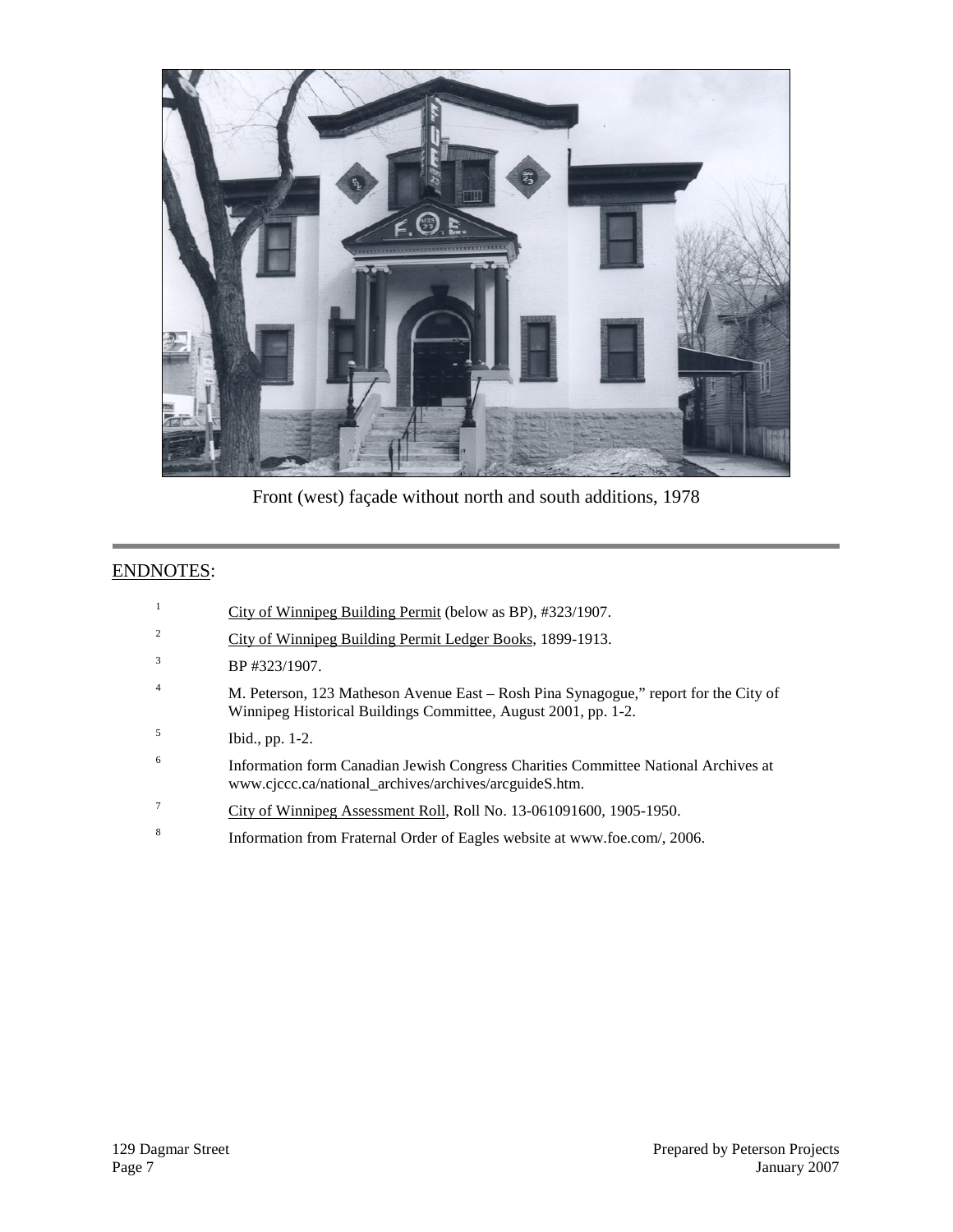Front (west) façade without north and south additions, 1978

---

ENDNOTES:

1. City of Winnipeg Building Permit (below as BP), #323/1907.
2. City of Winnipeg Building Permit Ledger Books, 1899-1913.
3. BP #323/1907.
4. M. Peterson, 123 Matheson Avenue East – Rosh Pina Synagogue," report for the City of Winnipeg Historical Buildings Committee, August 2001, pp. 1-2.
5. Ibid., pp. 1-2.
6. Information form Canadian Jewish Congress Charities Committee National Archives at www.cjccc.ca/national_archives/archives/arcguideS.htm.
7. City of Winnipeg Assessment Roll, Roll No. 13-061091600, 1905-1950.
8. Information from Fraternal Order of Eagles website at www.foe.com/, 2006.